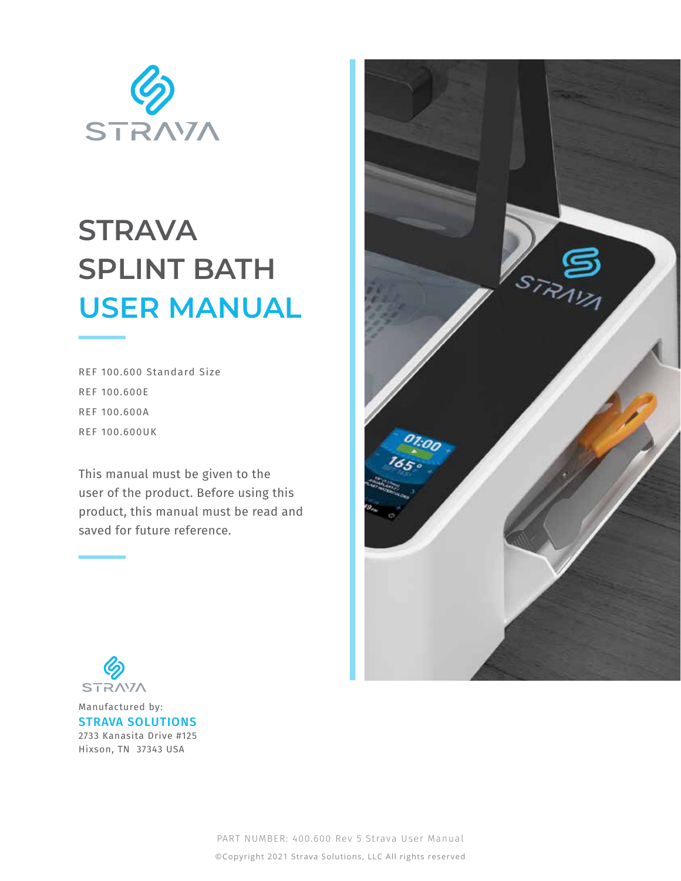STRAVA

# STRAVA SPLINT BATH USER MANUAL

REF 100.600 Standard Size

REF 100.600E

REF 100.600A

REF 100.600UK

This manual must be given to the user of the product. Before using this product, this manual must be read and saved for future reference.

STRAVA

Manufactured by:

**STRAVA SOLUTIONS**

2733 Kanasita Drive #125

Hixson, TN 37343 USA

PART NUMBER: 400.600 Rev 5 Strava User Manual

©Copyright 2021 Strava Solutions, LLC All rights reserved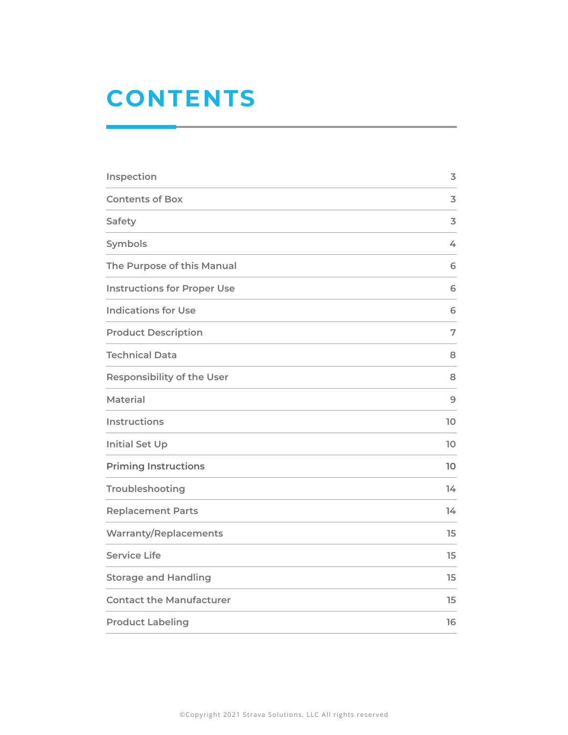# CONTENTS

| | |
|---|---|
| Inspection | 3 |
| Contents of Box | 3 |
| Safety | 3 |
| Symbols | 4 |
| The Purpose of this Manual | 6 |
| Instructions for Proper Use | 6 |
| Indications for Use | 6 |
| Product Description | 7 |
| Technical Data | 8 |
| Responsibility of the User | 8 |
| Material | 9 |
| Instructions | 10 |
| Initial Set Up | 10 |
| Priming Instructions | 10 |
| Troubleshooting | 14 |
| Replacement Parts | 14 |
| Warranty/Replacements | 15 |
| Service Life | 15 |
| Storage and Handling | 15 |
| Contact the Manufacturer | 15 |
| Product Labeling | 16 |

©Copyright 2021 Strava Solutions, LLC All rights reserved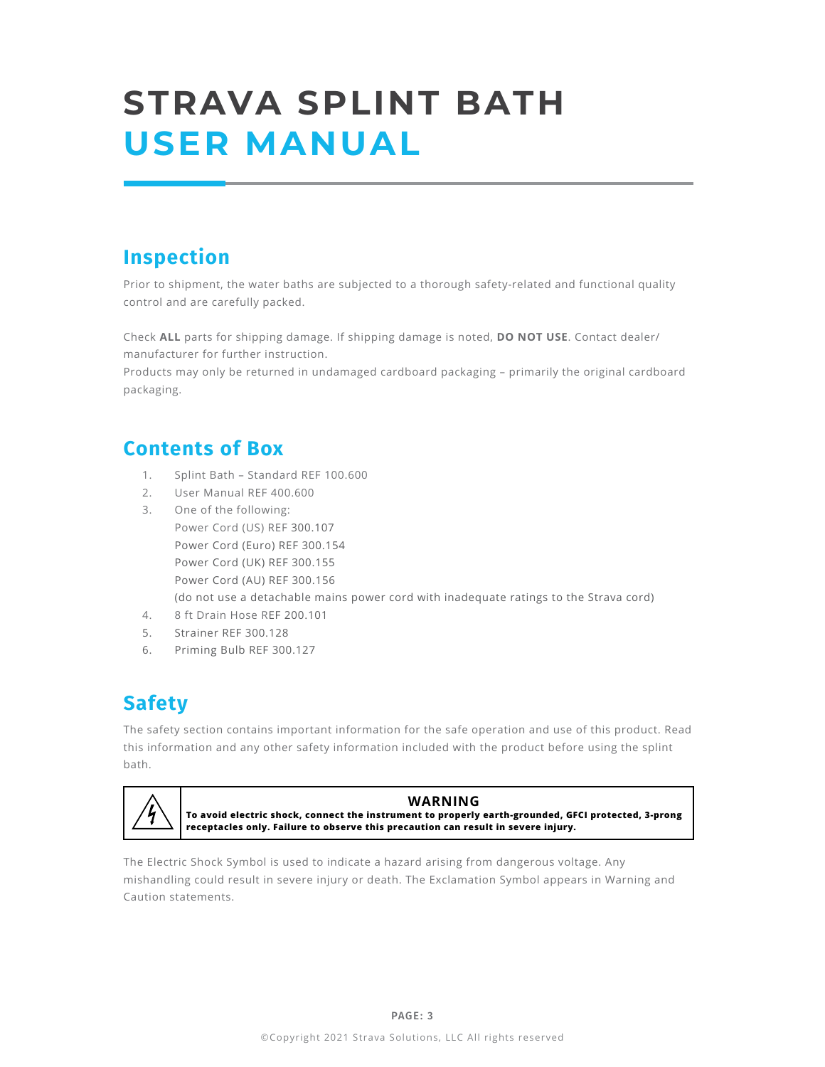# STRAVA SPLINT BATH
# USER MANUAL

## Inspection

Prior to shipment, the water baths are subjected to a thorough safety-related and functional quality control and are carefully packed.

Check **ALL** parts for shipping damage. If shipping damage is noted, **DO NOT USE**. Contact dealer/ manufacturer for further instruction.
Products may only be returned in undamaged cardboard packaging – primarily the original cardboard packaging.

## Contents of Box

1. Splint Bath – Standard REF 100.600
2. User Manual REF 400.600
3. One of the following:
   Power Cord (US) REF 300.107
   Power Cord (Euro) REF 300.154
   Power Cord (UK) REF 300.155
   Power Cord (AU) REF 300.156
   (do not use a detachable mains power cord with inadequate ratings to the Strava cord)
4. 8 ft Drain Hose REF 200.101
5. Strainer REF 300.128
6. Priming Bulb REF 300.127

## Safety

The safety section contains important information for the safe operation and use of this product. Read this information and any other safety information included with the product before using the splint bath.

**WARNING**

**To avoid electric shock, connect the instrument to properly earth-grounded, GFCI protected, 3-prong receptacles only. Failure to observe this precaution can result in severe injury.**

The Electric Shock Symbol is used to indicate a hazard arising from dangerous voltage. Any mishandling could result in severe injury or death. The Exclamation Symbol appears in Warning and Caution statements.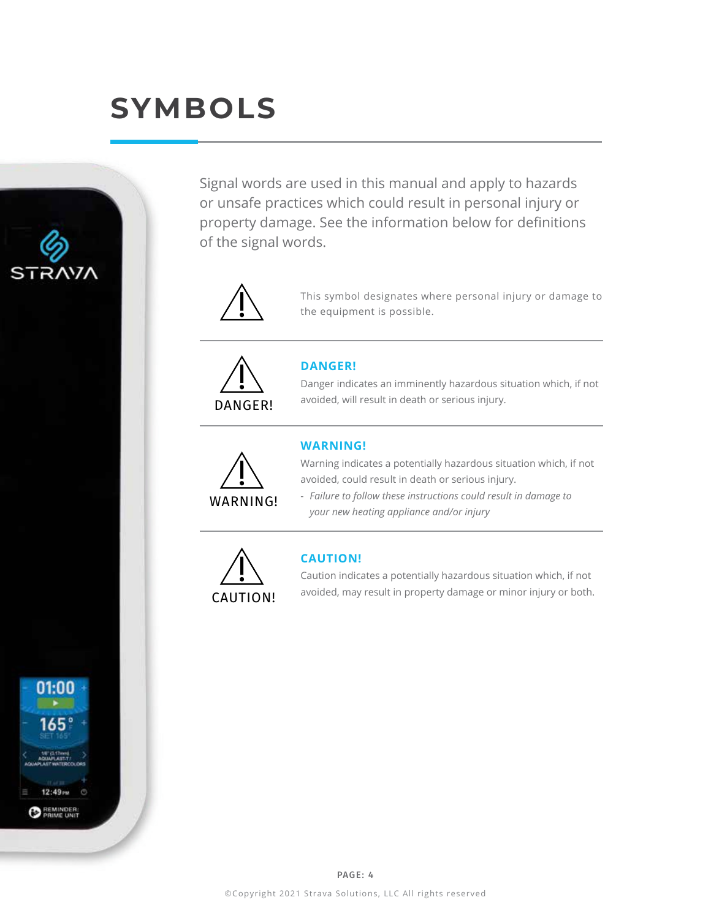# SYMBOLS

Signal words are used in this manual and apply to hazards or unsafe practices which could result in personal injury or property damage. See the information below for definitions of the signal words.

| Symbol | Definition |
|---|---|
| ⚠ | This symbol designates where personal injury or damage to the equipment is possible. |
| ⚠ DANGER! | **DANGER!** Danger indicates an imminently hazardous situation which, if not avoided, will result in death or serious injury. |
| ⚠ WARNING! | **WARNING!** Warning indicates a potentially hazardous situation which, if not avoided, could result in death or serious injury. - *Failure to follow these instructions could result in damage to your new heating appliance and/or injury* |
| ⚠ CAUTION! | **CAUTION!** Caution indicates a potentially hazardous situation which, if not avoided, may result in property damage or minor injury or both. |

©Copyright 2021 Strava Solutions, LLC All rights reserved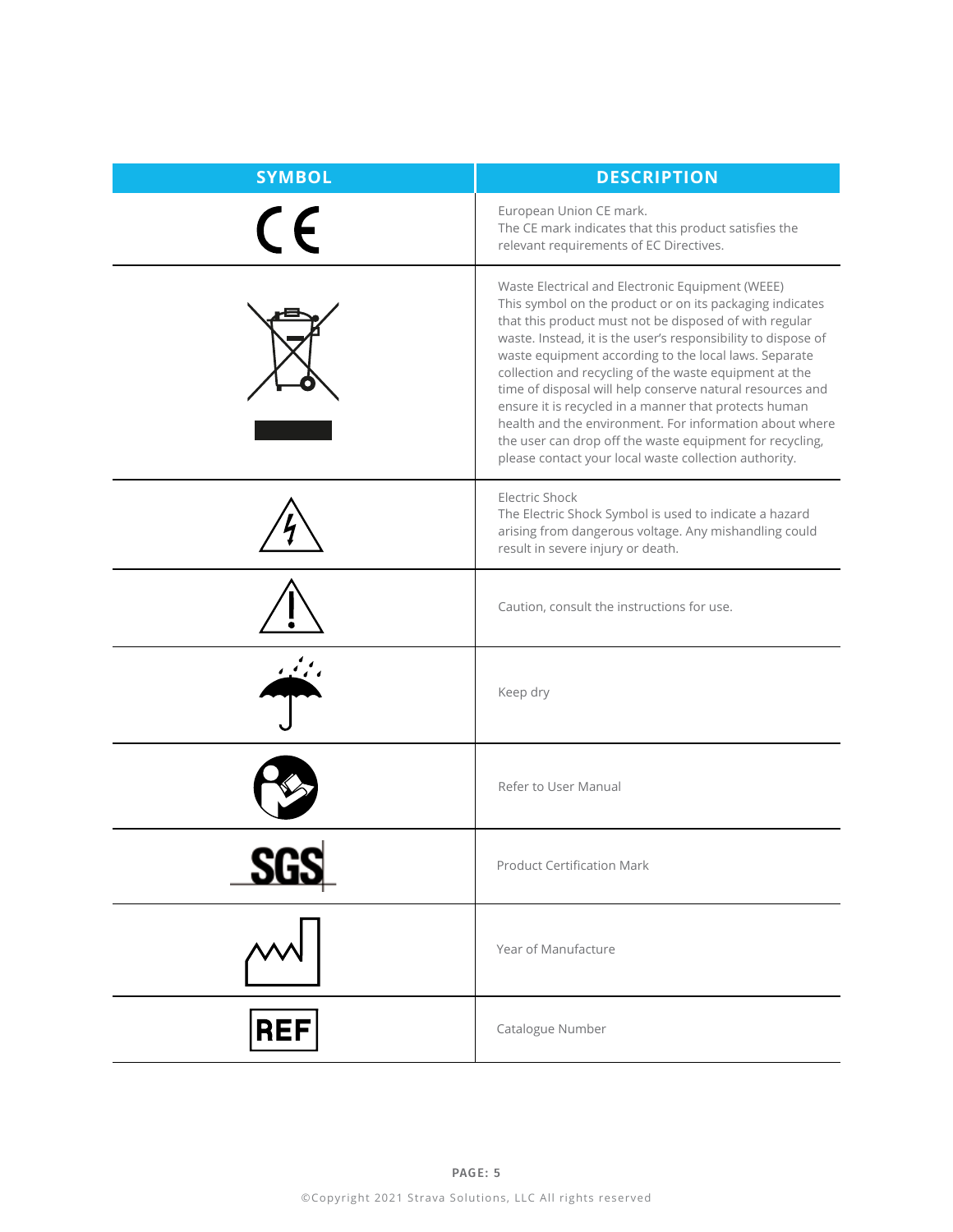| SYMBOL | DESCRIPTION |
| --- | --- |
| CE | European Union CE mark.<br>The CE mark indicates that this product satisfies the relevant requirements of EC Directives. |
| | Waste Electrical and Electronic Equipment (WEEE)<br>This symbol on the product or on its packaging indicates that this product must not be disposed of with regular waste. Instead, it is the user's responsibility to dispose of waste equipment according to the local laws. Separate collection and recycling of the waste equipment at the time of disposal will help conserve natural resources and ensure it is recycled in a manner that protects human health and the environment. For information about where the user can drop off the waste equipment for recycling, please contact your local waste collection authority. |
| | Electric Shock<br>The Electric Shock Symbol is used to indicate a hazard arising from dangerous voltage. Any mishandling could result in severe injury or death. |
| | Caution, consult the instructions for use. |
| | Keep dry |
| | Refer to User Manual |
| SGS | Product Certification Mark |
| | Year of Manufacture |
| REF | Catalogue Number |

©Copyright 2021 Strava Solutions, LLC All rights reserved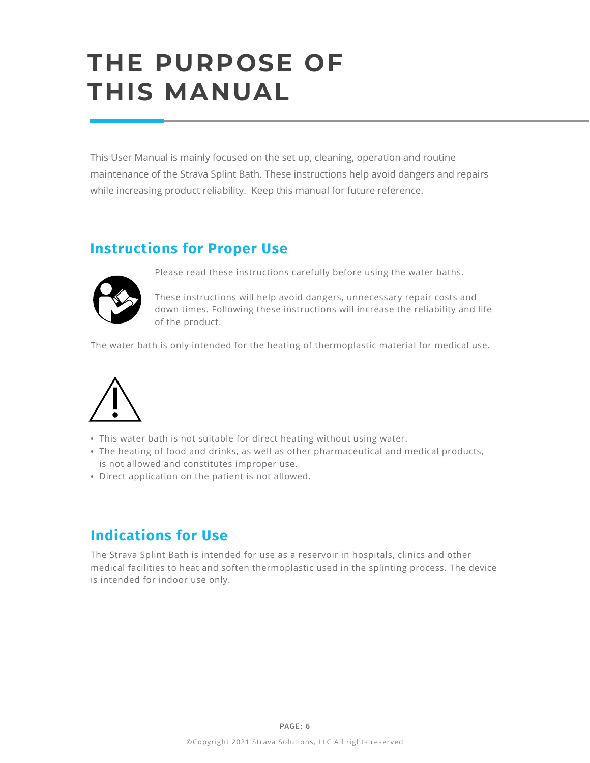# THE PURPOSE OF THIS MANUAL

This User Manual is mainly focused on the set up, cleaning, operation and routine maintenance of the Strava Splint Bath. These instructions help avoid dangers and repairs while increasing product reliability. Keep this manual for future reference.

## Instructions for Proper Use

Please read these instructions carefully before using the water baths.

These instructions will help avoid dangers, unnecessary repair costs and down times. Following these instructions will increase the reliability and life of the product.

The water bath is only intended for the heating of thermoplastic material for medical use.

- This water bath is not suitable for direct heating without using water.
- The heating of food and drinks, as well as other pharmaceutical and medical products, is not allowed and constitutes improper use.
- Direct application on the patient is not allowed.

## Indications for Use

The Strava Splint Bath is intended for use as a reservoir in hospitals, clinics and other medical facilities to heat and soften thermoplastic used in the splinting process. The device is intended for indoor use only.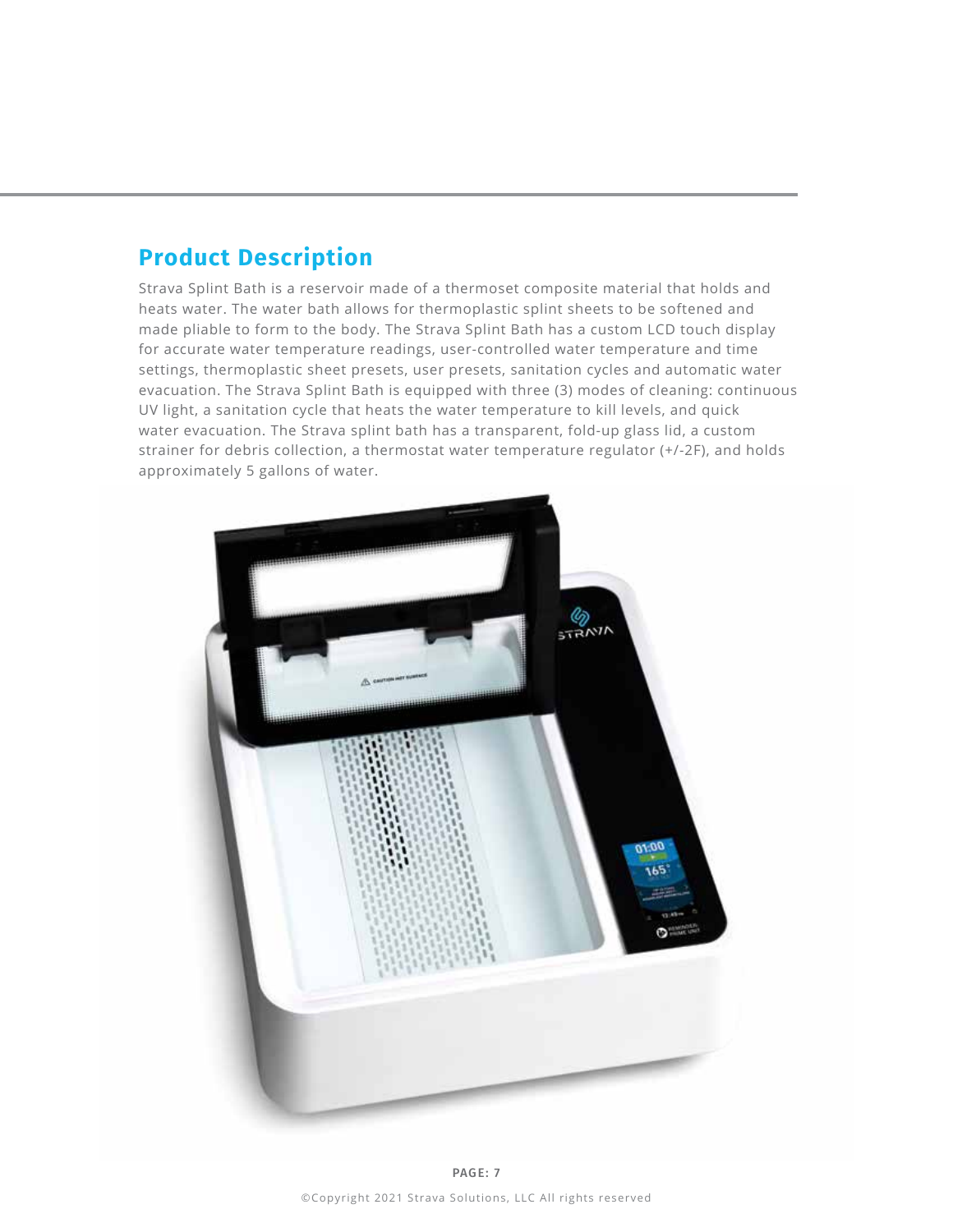## Product Description

Strava Splint Bath is a reservoir made of a thermoset composite material that holds and heats water. The water bath allows for thermoplastic splint sheets to be softened and made pliable to form to the body. The Strava Splint Bath has a custom LCD touch display for accurate water temperature readings, user-controlled water temperature and time settings, thermoplastic sheet presets, user presets, sanitation cycles and automatic water evacuation. The Strava Splint Bath is equipped with three (3) modes of cleaning: continuous UV light, a sanitation cycle that heats the water temperature to kill levels, and quick water evacuation. The Strava splint bath has a transparent, fold-up glass lid, a custom strainer for debris collection, a thermostat water temperature regulator (+/-2F), and holds approximately 5 gallons of water.

©Copyright 2021 Strava Solutions, LLC All rights reserved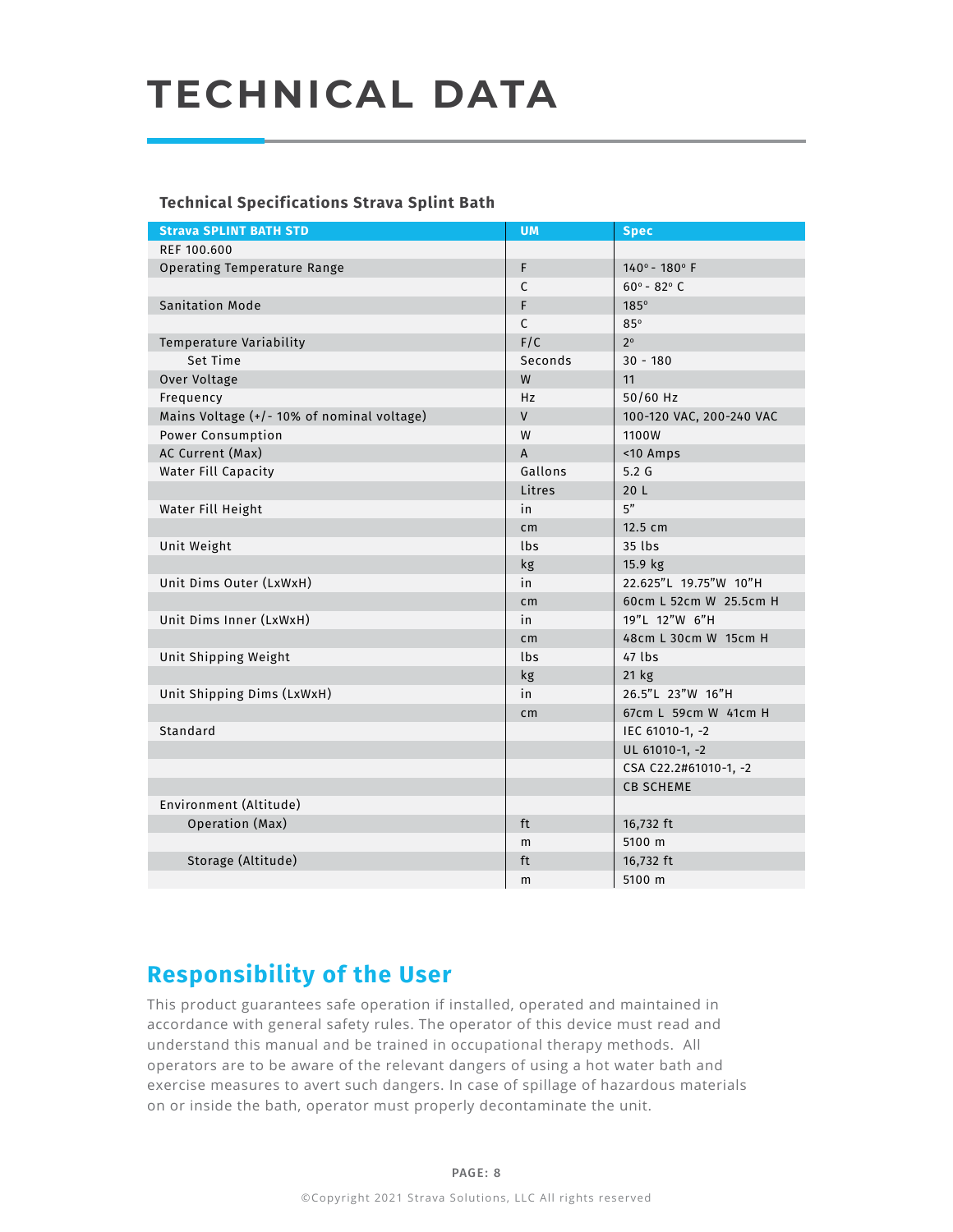# TECHNICAL DATA

**Technical Specifications Strava Splint Bath**

| Strava SPLINT BATH STD | UM | Spec |
|---|---|---|
| REF 100.600 | | |
| Operating Temperature Range | F | 140° - 180° F |
| | C | 60° - 82° C |
| Sanitation Mode | F | 185° |
| | C | 85° |
| Temperature Variability | F/C | 2° |
| Set Time | Seconds | 30 - 180 |
| Over Voltage | W | 11 |
| Frequency | Hz | 50/60 Hz |
| Mains Voltage (+/- 10% of nominal voltage) | V | 100-120 VAC, 200-240 VAC |
| Power Consumption | W | 1100W |
| AC Current (Max) | A | <10 Amps |
| Water Fill Capacity | Gallons | 5.2 G |
| | Litres | 20 L |
| Water Fill Height | in | 5” |
| | cm | 12.5 cm |
| Unit Weight | lbs | 35 lbs |
| | kg | 15.9 kg |
| Unit Dims Outer (LxWxH) | in | 22.625”L 19.75”W 10”H |
| | cm | 60cm L 52cm W 25.5cm H |
| Unit Dims Inner (LxWxH) | in | 19”L 12”W 6”H |
| | cm | 48cm L 30cm W 15cm H |
| Unit Shipping Weight | lbs | 47 lbs |
| | kg | 21 kg |
| Unit Shipping Dims (LxWxH) | in | 26.5”L 23”W 16”H |
| | cm | 67cm L 59cm W 41cm H |
| Standard | | IEC 61010-1, -2 |
| | | UL 61010-1, -2 |
| | | CSA C22.2#61010-1, -2 |
| | | CB SCHEME |
| Environment (Altitude) | | |
| Operation (Max) | ft | 16,732 ft |
| | m | 5100 m |
| Storage (Altitude) | ft | 16,732 ft |
| | m | 5100 m |

## Responsibility of the User

This product guarantees safe operation if installed, operated and maintained in accordance with general safety rules. The operator of this device must read and understand this manual and be trained in occupational therapy methods. All operators are to be aware of the relevant dangers of using a hot water bath and exercise measures to avert such dangers. In case of spillage of hazardous materials on or inside the bath, operator must properly decontaminate the unit.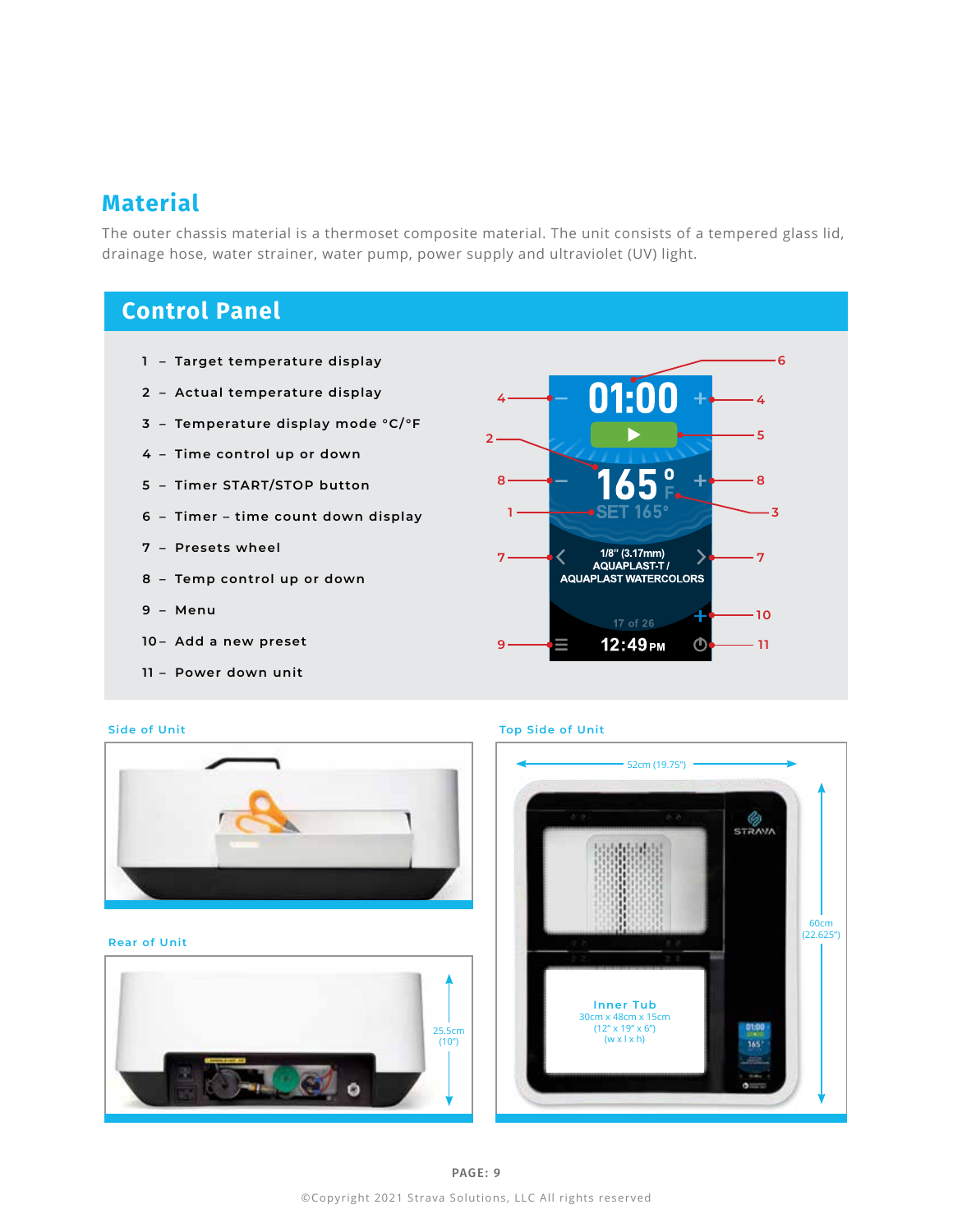## Material

The outer chassis material is a thermoset composite material. The unit consists of a tempered glass lid, drainage hose, water strainer, water pump, power supply and ultraviolet (UV) light.

## Control Panel

1 – Target temperature display
2 – Actual temperature display
3 – Temperature display mode °C/°F
4 – Time control up or down
5 – Timer START/STOP button
6 – Timer – time count down display
7 – Presets wheel
8 – Temp control up or down
9 – Menu
10 – Add a new preset
11 – Power down unit

Side of Unit

Rear of Unit

25.5cm (10")

Top Side of Unit

52cm (19.75")

60cm (22.625")

Inner Tub
30cm x 48cm x 15cm
(12" x 19" x 6")
(w x l x h)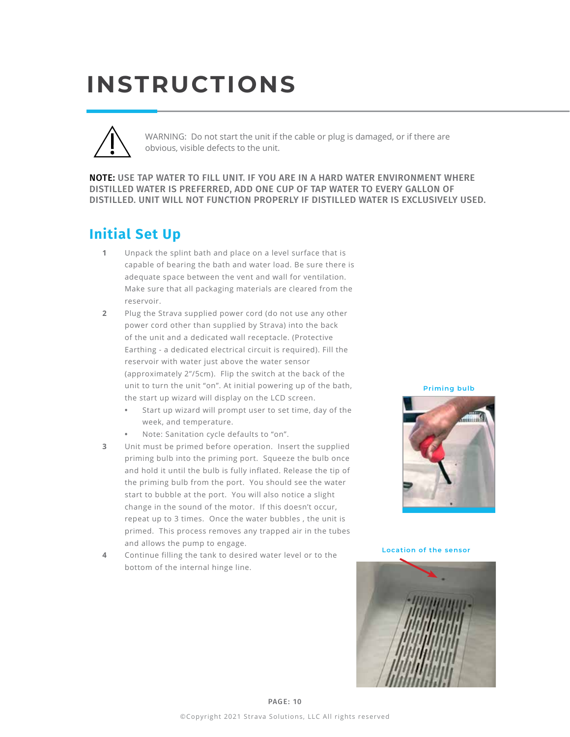# INSTRUCTIONS

WARNING: Do not start the unit if the cable or plug is damaged, or if there are obvious, visible defects to the unit.

**NOTE:** USE TAP WATER TO FILL UNIT. IF YOU ARE IN A HARD WATER ENVIRONMENT WHERE DISTILLED WATER IS PREFERRED, ADD ONE CUP OF TAP WATER TO EVERY GALLON OF DISTILLED. UNIT WILL NOT FUNCTION PROPERLY IF DISTILLED WATER IS EXCLUSIVELY USED.

## Initial Set Up

1. Unpack the splint bath and place on a level surface that is capable of bearing the bath and water load. Be sure there is adequate space between the vent and wall for ventilation. Make sure that all packaging materials are cleared from the reservoir.
2. Plug the Strava supplied power cord (do not use any other power cord other than supplied by Strava) into the back of the unit and a dedicated wall receptacle. (Protective Earthing - a dedicated electrical circuit is required). Fill the reservoir with water just above the water sensor (approximately 2"/5cm). Flip the switch at the back of the unit to turn the unit "on". At initial powering up of the bath, the start up wizard will display on the LCD screen.
   - Start up wizard will prompt user to set time, day of the week, and temperature.
   - Note: Sanitation cycle defaults to "on".
3. Unit must be primed before operation. Insert the supplied priming bulb into the priming port. Squeeze the bulb once and hold it until the bulb is fully inflated. Release the tip of the priming bulb from the port. You should see the water start to bubble at the port. You will also notice a slight change in the sound of the motor. If this doesn't occur, repeat up to 3 times. Once the water bubbles , the unit is primed. This process removes any trapped air in the tubes and allows the pump to engage.
4. Continue filling the tank to desired water level or to the bottom of the internal hinge line.

Priming bulb

Location of the sensor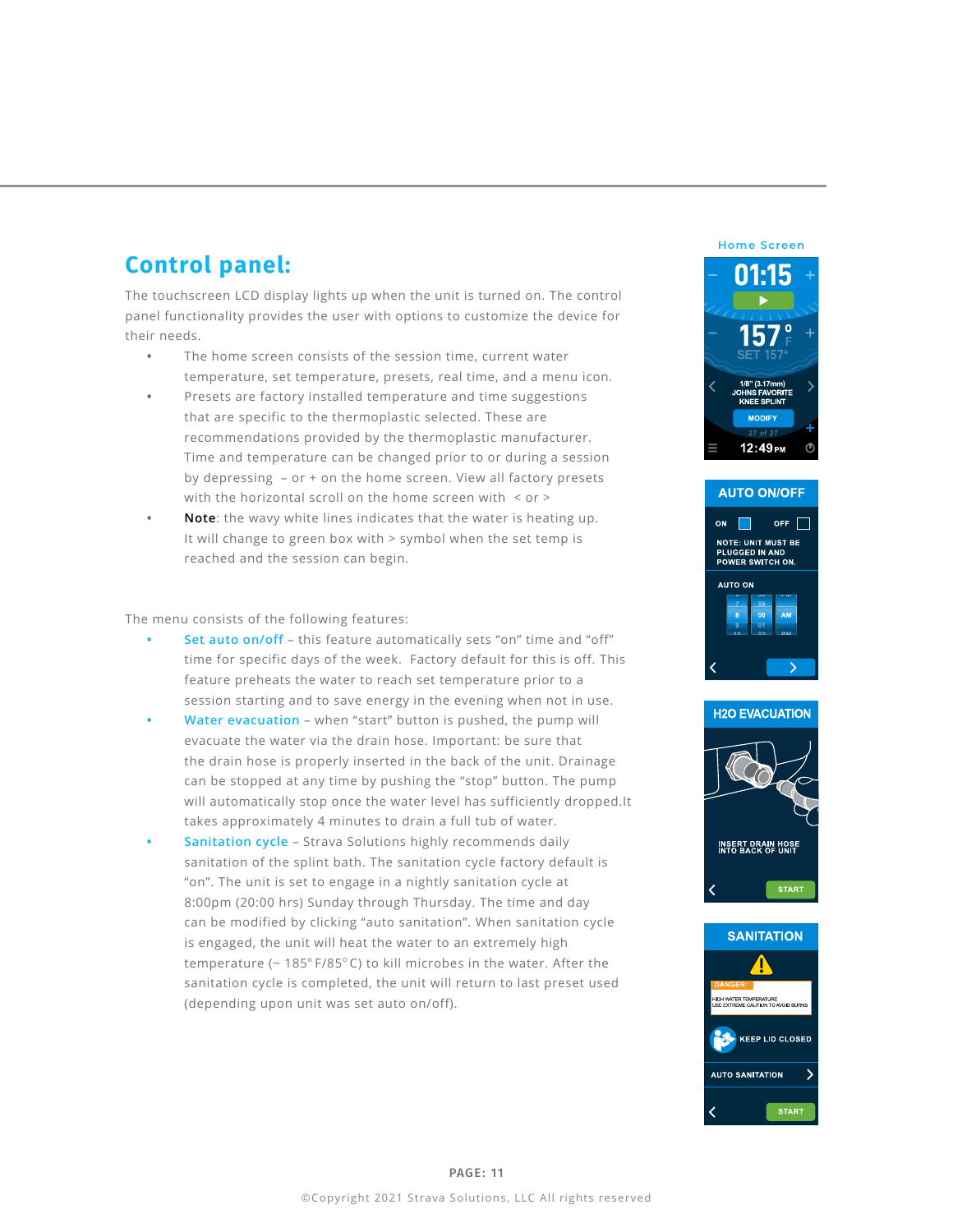## Control panel:

The touchscreen LCD display lights up when the unit is turned on. The control panel functionality provides the user with options to customize the device for their needs.

- The home screen consists of the session time, current water temperature, set temperature, presets, real time, and a menu icon.
- Presets are factory installed temperature and time suggestions that are specific to the thermoplastic selected. These are recommendations provided by the thermoplastic manufacturer. Time and temperature can be changed prior to or during a session by depressing – or + on the home screen. View all factory presets with the horizontal scroll on the home screen with < or >
- **Note**: the wavy white lines indicates that the water is heating up. It will change to green box with > symbol when the set temp is reached and the session can begin.

The menu consists of the following features:

- Set auto on/off – this feature automatically sets "on" time and "off" time for specific days of the week. Factory default for this is off. This feature preheats the water to reach set temperature prior to a session starting and to save energy in the evening when not in use.
- Water evacuation – when "start" button is pushed, the pump will evacuate the water via the drain hose. Important: be sure that the drain hose is properly inserted in the back of the unit. Drainage can be stopped at any time by pushing the "stop" button. The pump will automatically stop once the water level has sufficiently dropped.It takes approximately 4 minutes to drain a full tub of water.
- Sanitation cycle – Strava Solutions highly recommends daily sanitation of the splint bath. The sanitation cycle factory default is "on". The unit is set to engage in a nightly sanitation cycle at 8:00pm (20:00 hrs) Sunday through Thursday. The time and day can be modified by clicking "auto sanitation". When sanitation cycle is engaged, the unit will heat the water to an extremely high temperature (~ 185° F/85° C) to kill microbes in the water. After the sanitation cycle is completed, the unit will return to last preset used (depending upon unit was set auto on/off).

Home Screen

01:15
157° F
SET 157°
1/8" (3.17mm)
JOHNS FAVORITE
KNEE SPLINT
MODIFY
27 of 27
12:49 PM

AUTO ON/OFF

ON OFF

NOTE: UNIT MUST BE PLUGGED IN AND POWER SWITCH ON.

AUTO ON

8 00 AM

H2O EVACUATION

INSERT DRAIN HOSE INTO BACK OF UNIT

START

SANITATION

DANGER:
HIGH WATER TEMPERATURE
USE EXTREME CAUTION TO AVOID BURNS

KEEP LID CLOSED

AUTO SANITATION

START

©Copyright 2021 Strava Solutions, LLC All rights reserved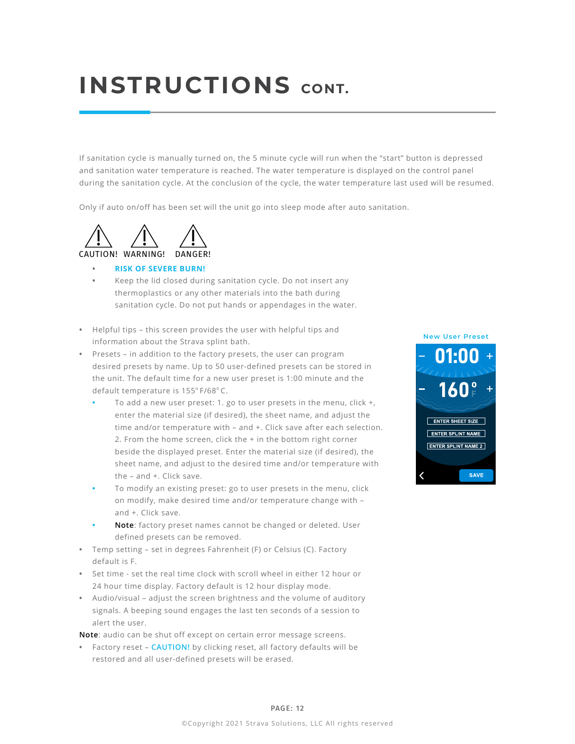# INSTRUCTIONS CONT.

If sanitation cycle is manually turned on, the 5 minute cycle will run when the "start" button is depressed and sanitation water temperature is reached. The water temperature is displayed on the control panel during the sanitation cycle. At the conclusion of the cycle, the water temperature last used will be resumed.

Only if auto on/off has been set will the unit go into sleep mode after auto sanitation.

CAUTION! WARNING! DANGER!

- **RISK OF SEVERE BURN!**
- Keep the lid closed during sanitation cycle. Do not insert any thermoplastics or any other materials into the bath during sanitation cycle. Do not put hands or appendages in the water.

- Helpful tips – this screen provides the user with helpful tips and information about the Strava splint bath.
- Presets – in addition to the factory presets, the user can program desired presets by name. Up to 50 user-defined presets can be stored in the unit. The default time for a new user preset is 1:00 minute and the default temperature is 155° F/68° C.
  - To add a new user preset: 1. go to user presets in the menu, click +, enter the material size (if desired), the sheet name, and adjust the time and/or temperature with – and +. Click save after each selection. 2. From the home screen, click the + in the bottom right corner beside the displayed preset. Enter the material size (if desired), the sheet name, and adjust to the desired time and/or temperature with the – and +. Click save.
  - To modify an existing preset: go to user presets in the menu, click on modify, make desired time and/or temperature change with – and +. Click save.
  - **Note**: factory preset names cannot be changed or deleted. User defined presets can be removed.
- Temp setting – set in degrees Fahrenheit (F) or Celsius (C). Factory default is F.
- Set time - set the real time clock with scroll wheel in either 12 hour or 24 hour time display. Factory default is 12 hour display mode.
- Audio/visual – adjust the screen brightness and the volume of auditory signals. A beeping sound engages the last ten seconds of a session to alert the user.

**Note**: audio can be shut off except on certain error message screens.

- Factory reset – CAUTION! by clicking reset, all factory defaults will be restored and all user-defined presets will be erased.

New User Preset

– 01:00 +

– 160° F +

ENTER SHEET SIZE

ENTER SPLINT NAME

ENTER SPLINT NAME 2

SAVE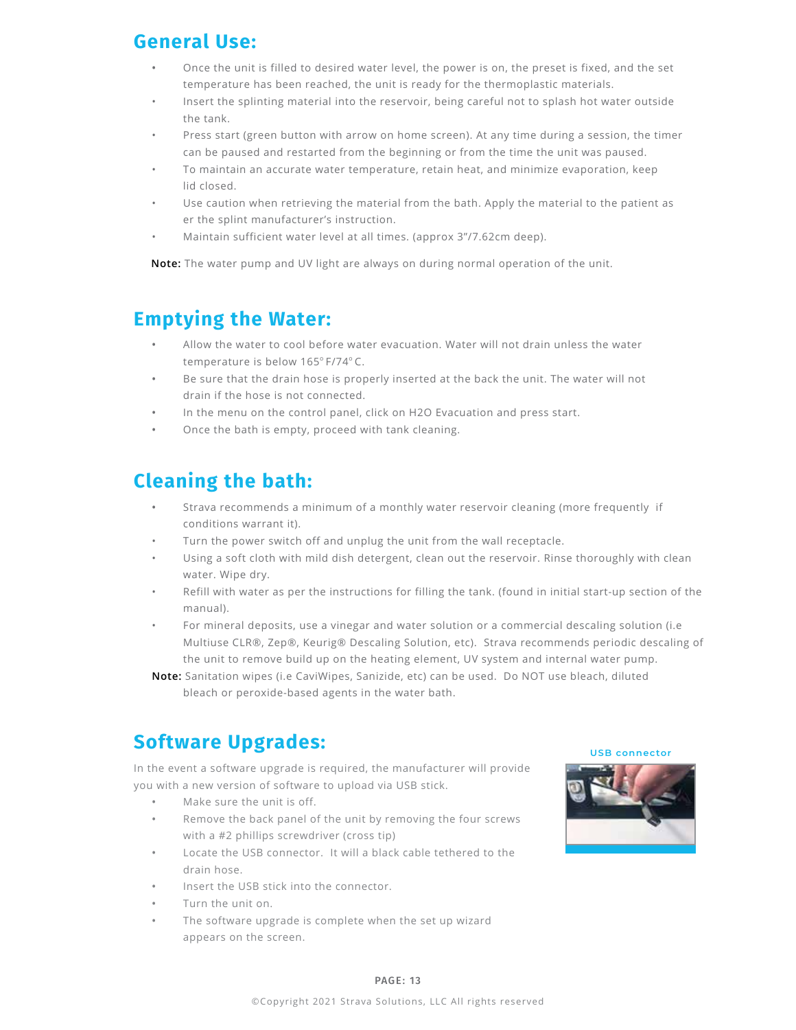## General Use:

- Once the unit is filled to desired water level, the power is on, the preset is fixed, and the set temperature has been reached, the unit is ready for the thermoplastic materials.
- Insert the splinting material into the reservoir, being careful not to splash hot water outside the tank.
- Press start (green button with arrow on home screen). At any time during a session, the timer can be paused and restarted from the beginning or from the time the unit was paused.
- To maintain an accurate water temperature, retain heat, and minimize evaporation, keep lid closed.
- Use caution when retrieving the material from the bath. Apply the material to the patient as er the splint manufacturer's instruction.
- Maintain sufficient water level at all times. (approx 3"/7.62cm deep).

**Note:** The water pump and UV light are always on during normal operation of the unit.

## Emptying the Water:

- Allow the water to cool before water evacuation. Water will not drain unless the water temperature is below 165°F/74°C.
- Be sure that the drain hose is properly inserted at the back the unit. The water will not drain if the hose is not connected.
- In the menu on the control panel, click on H2O Evacuation and press start.
- Once the bath is empty, proceed with tank cleaning.

## Cleaning the bath:

- Strava recommends a minimum of a monthly water reservoir cleaning (more frequently if conditions warrant it).
- Turn the power switch off and unplug the unit from the wall receptacle.
- Using a soft cloth with mild dish detergent, clean out the reservoir. Rinse thoroughly with clean water. Wipe dry.
- Refill with water as per the instructions for filling the tank. (found in initial start-up section of the manual).
- For mineral deposits, use a vinegar and water solution or a commercial descaling solution (i.e Multiuse CLR®, Zep®, Keurig® Descaling Solution, etc). Strava recommends periodic descaling of the unit to remove build up on the heating element, UV system and internal water pump.

**Note:** Sanitation wipes (i.e CaviWipes, Sanizide, etc) can be used. Do NOT use bleach, diluted bleach or peroxide-based agents in the water bath.

## Software Upgrades:

In the event a software upgrade is required, the manufacturer will provide you with a new version of software to upload via USB stick.

- Make sure the unit is off.
- Remove the back panel of the unit by removing the four screws with a #2 phillips screwdriver (cross tip)
- Locate the USB connector. It will a black cable tethered to the drain hose.
- Insert the USB stick into the connector.
- Turn the unit on.
- The software upgrade is complete when the set up wizard appears on the screen.

USB connector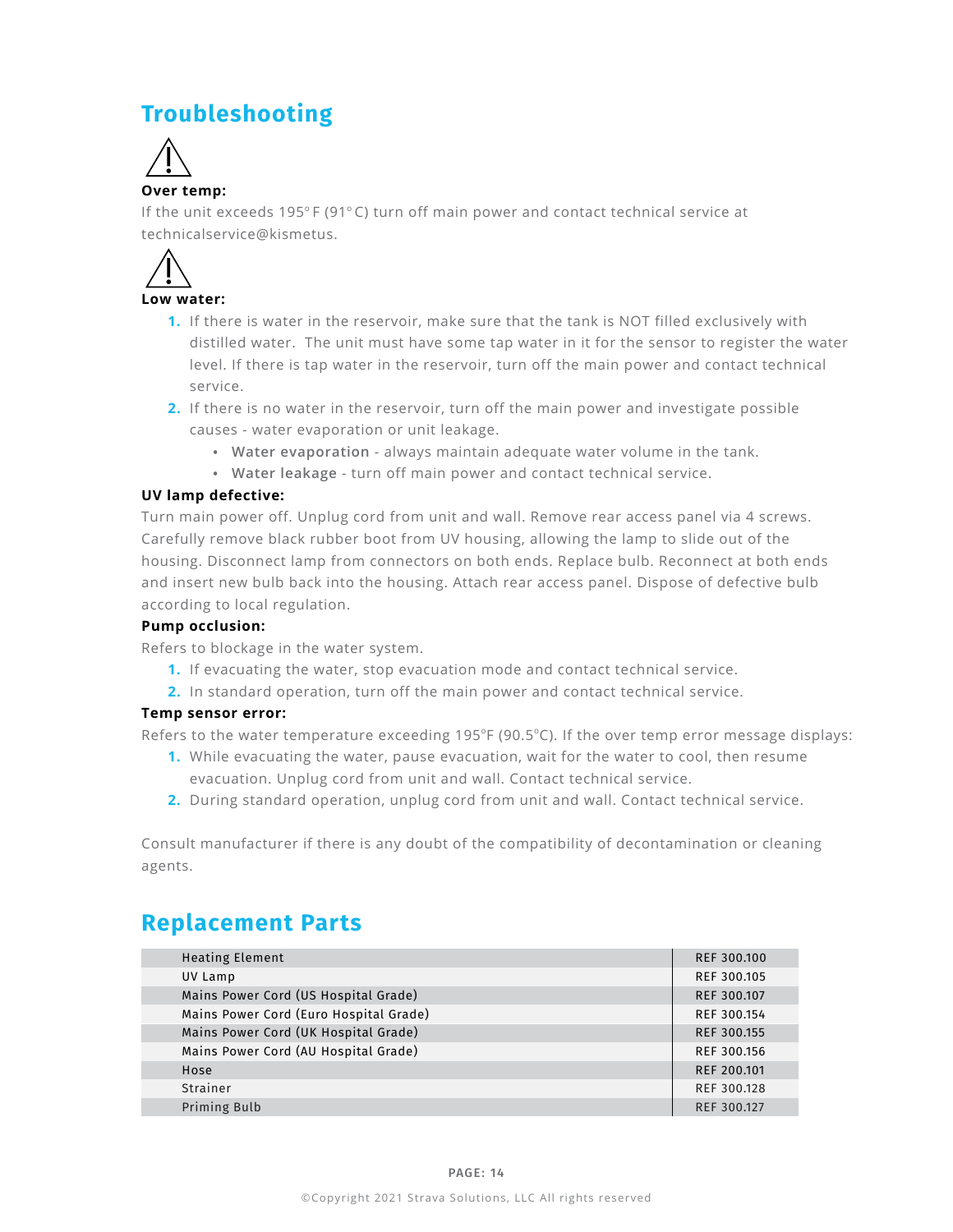## Troubleshooting

⚠

**Over temp:**

If the unit exceeds 195° F (91° C) turn off main power and contact technical service at technicalservice@kismetus.

⚠

**Low water:**

1. If there is water in the reservoir, make sure that the tank is NOT filled exclusively with distilled water. The unit must have some tap water in it for the sensor to register the water level. If there is tap water in the reservoir, turn off the main power and contact technical service.
2. If there is no water in the reservoir, turn off the main power and investigate possible causes - water evaporation or unit leakage.
    - Water evaporation - always maintain adequate water volume in the tank.
    - Water leakage - turn off main power and contact technical service.

**UV lamp defective:**

Turn main power off. Unplug cord from unit and wall. Remove rear access panel via 4 screws. Carefully remove black rubber boot from UV housing, allowing the lamp to slide out of the housing. Disconnect lamp from connectors on both ends. Replace bulb. Reconnect at both ends and insert new bulb back into the housing. Attach rear access panel. Dispose of defective bulb according to local regulation.

**Pump occlusion:**

Refers to blockage in the water system.

1. If evacuating the water, stop evacuation mode and contact technical service.
2. In standard operation, turn off the main power and contact technical service.

**Temp sensor error:**

Refers to the water temperature exceeding 195ºF (90.5ºC). If the over temp error message displays:

1. While evacuating the water, pause evacuation, wait for the water to cool, then resume evacuation. Unplug cord from unit and wall. Contact technical service.
2. During standard operation, unplug cord from unit and wall. Contact technical service.

Consult manufacturer if there is any doubt of the compatibility of decontamination or cleaning agents.

## Replacement Parts

| Part | Reference |
|---|---|
| Heating Element | REF 300.100 |
| UV Lamp | REF 300.105 |
| Mains Power Cord (US Hospital Grade) | REF 300.107 |
| Mains Power Cord (Euro Hospital Grade) | REF 300.154 |
| Mains Power Cord (UK Hospital Grade) | REF 300.155 |
| Mains Power Cord (AU Hospital Grade) | REF 300.156 |
| Hose | REF 200.101 |
| Strainer | REF 300.128 |
| Priming Bulb | REF 300.127 |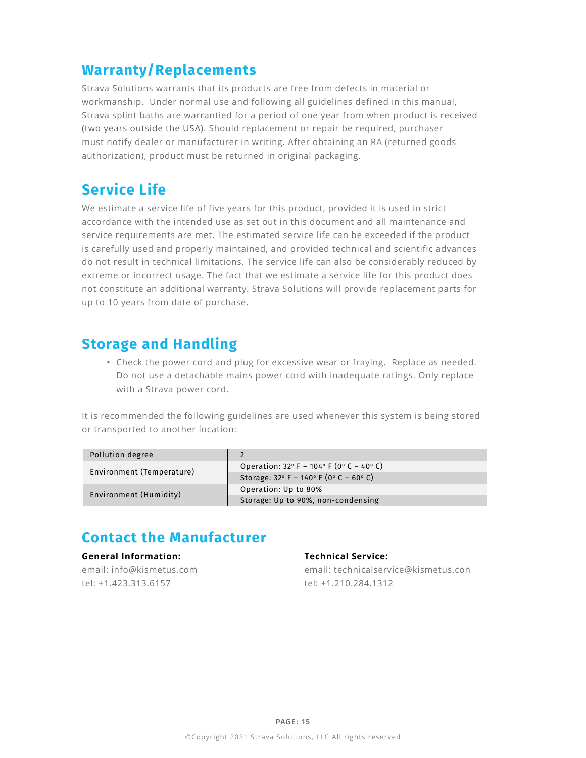## Warranty/Replacements

Strava Solutions warrants that its products are free from defects in material or workmanship. Under normal use and following all guidelines defined in this manual, Strava splint baths are warrantied for a period of one year from when product is received (two years outside the USA). Should replacement or repair be required, purchaser must notify dealer or manufacturer in writing. After obtaining an RA (returned goods authorization), product must be returned in original packaging.

## Service Life

We estimate a service life of five years for this product, provided it is used in strict accordance with the intended use as set out in this document and all maintenance and service requirements are met. The estimated service life can be exceeded if the product is carefully used and properly maintained, and provided technical and scientific advances do not result in technical limitations. The service life can also be considerably reduced by extreme or incorrect usage. The fact that we estimate a service life for this product does not constitute an additional warranty. Strava Solutions will provide replacement parts for up to 10 years from date of purchase.

## Storage and Handling

- Check the power cord and plug for excessive wear or fraying. Replace as needed. Do not use a detachable mains power cord with inadequate ratings. Only replace with a Strava power cord.

It is recommended the following guidelines are used whenever this system is being stored or transported to another location:

| Pollution degree | 2 |
|---|---|
| Environment (Temperature) | Operation: 32° F – 104° F (0° C – 40° C) |
| | Storage: 32° F – 140° F (0° C – 60° C) |
| Environment (Humidity) | Operation: Up to 80% |
| | Storage: Up to 90%, non-condensing |

## Contact the Manufacturer

**General Information:**

email: info@kismetus.com
tel: +1.423.313.6157

**Technical Service:**

email: technicalservice@kismetus.con
tel: +1.210.284.1312

©Copyright 2021 Strava Solutions, LLC All rights reserved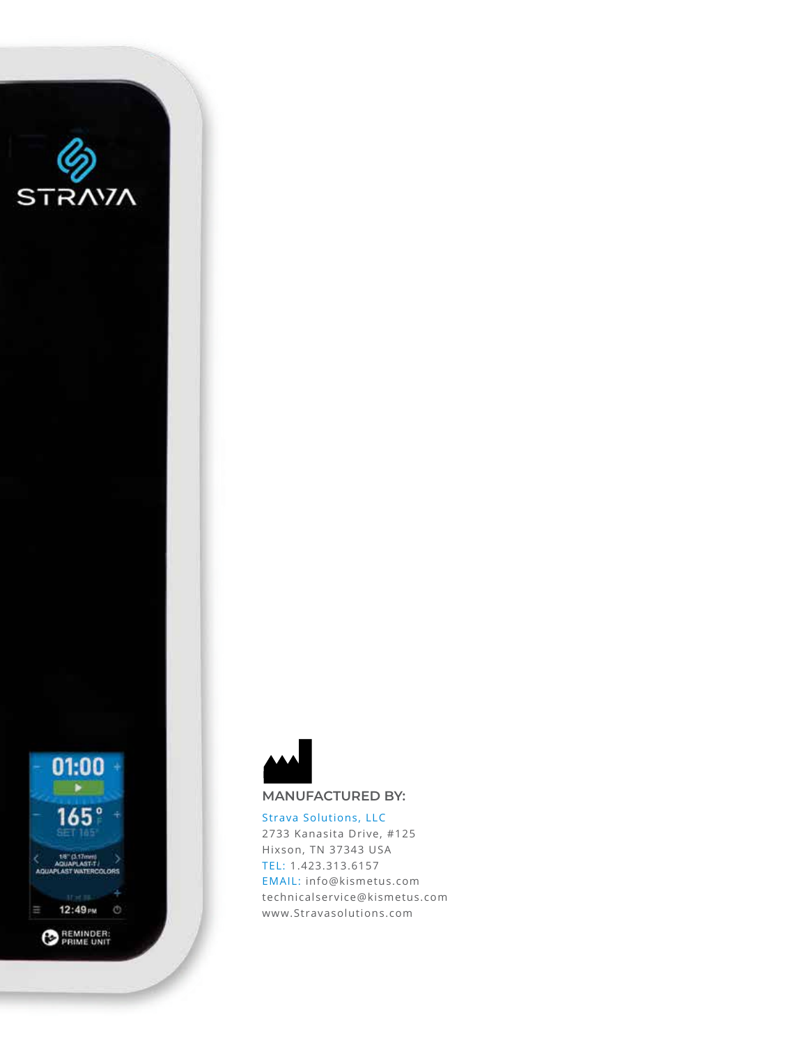**MANUFACTURED BY:**

Strava Solutions, LLC
2733 Kanasita Drive, #125
Hixson, TN 37343 USA
TEL: 1.423.313.6157
EMAIL: info@kismetus.com
technicalservice@kismetus.com
www.Stravasolutions.com